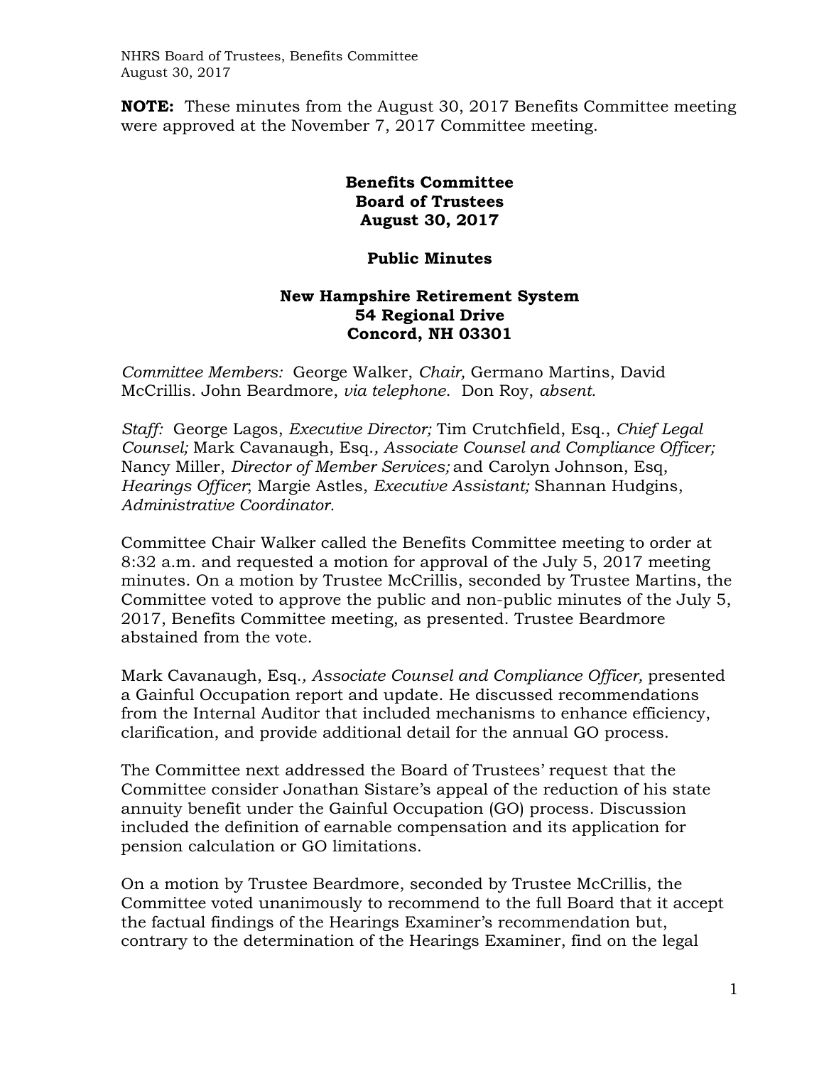**NOTE:** These minutes from the August 30, 2017 Benefits Committee meeting were approved at the November 7, 2017 Committee meeting.

# Benefits Committee
# Board of Trustees
# August 30, 2017

## Public Minutes

### New Hampshire Retirement System
### 54 Regional Drive
### Concord, NH 03301

*Committee Members:* George Walker, *Chair,* Germano Martins, David McCrillis. John Beardmore, *via telephone*. Don Roy, *absent.*

*Staff:* George Lagos, *Executive Director;* Tim Crutchfield, Esq., *Chief Legal Counsel;* Mark Cavanaugh, Esq.*, Associate Counsel and Compliance Officer;* Nancy Miller, *Director of Member Services;* and Carolyn Johnson, Esq, *Hearings Officer*; Margie Astles, *Executive Assistant;* Shannan Hudgins, *Administrative Coordinator.*

Committee Chair Walker called the Benefits Committee meeting to order at 8:32 a.m. and requested a motion for approval of the July 5, 2017 meeting minutes. On a motion by Trustee McCrillis, seconded by Trustee Martins, the Committee voted to approve the public and non-public minutes of the July 5, 2017, Benefits Committee meeting, as presented. Trustee Beardmore abstained from the vote.

Mark Cavanaugh, Esq.*, Associate Counsel and Compliance Officer,* presented a Gainful Occupation report and update. He discussed recommendations from the Internal Auditor that included mechanisms to enhance efficiency, clarification, and provide additional detail for the annual GO process.

The Committee next addressed the Board of Trustees' request that the Committee consider Jonathan Sistare's appeal of the reduction of his state annuity benefit under the Gainful Occupation (GO) process. Discussion included the definition of earnable compensation and its application for pension calculation or GO limitations.

On a motion by Trustee Beardmore, seconded by Trustee McCrillis, the Committee voted unanimously to recommend to the full Board that it accept the factual findings of the Hearings Examiner's recommendation but, contrary to the determination of the Hearings Examiner, find on the legal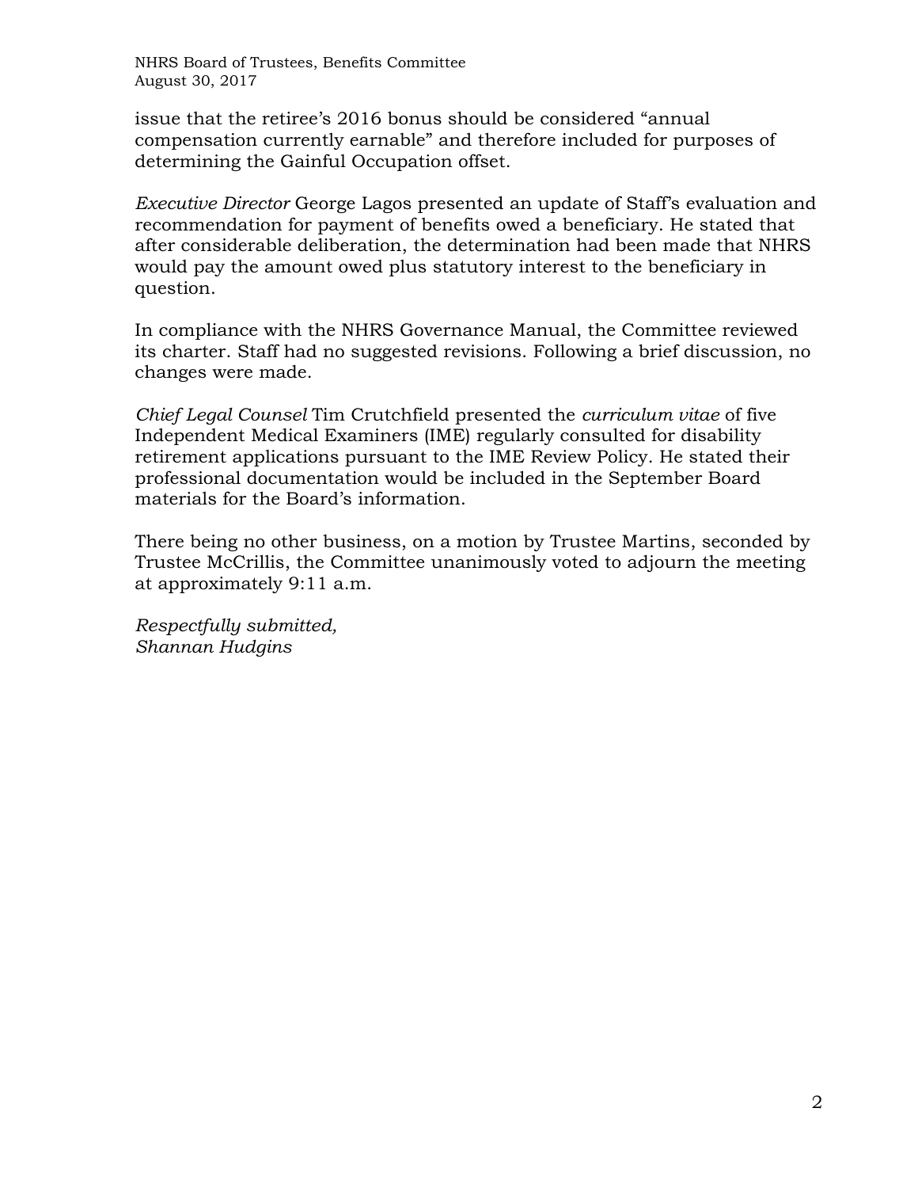issue that the retiree's 2016 bonus should be considered "annual compensation currently earnable" and therefore included for purposes of determining the Gainful Occupation offset.

*Executive Director* George Lagos presented an update of Staff's evaluation and recommendation for payment of benefits owed a beneficiary. He stated that after considerable deliberation, the determination had been made that NHRS would pay the amount owed plus statutory interest to the beneficiary in question.

In compliance with the NHRS Governance Manual, the Committee reviewed its charter. Staff had no suggested revisions. Following a brief discussion, no changes were made.

*Chief Legal Counsel* Tim Crutchfield presented the *curriculum vitae* of five Independent Medical Examiners (IME) regularly consulted for disability retirement applications pursuant to the IME Review Policy. He stated their professional documentation would be included in the September Board materials for the Board's information.

There being no other business, on a motion by Trustee Martins, seconded by Trustee McCrillis, the Committee unanimously voted to adjourn the meeting at approximately 9:11 a.m.

*Respectfully submitted,*
*Shannan Hudgins*